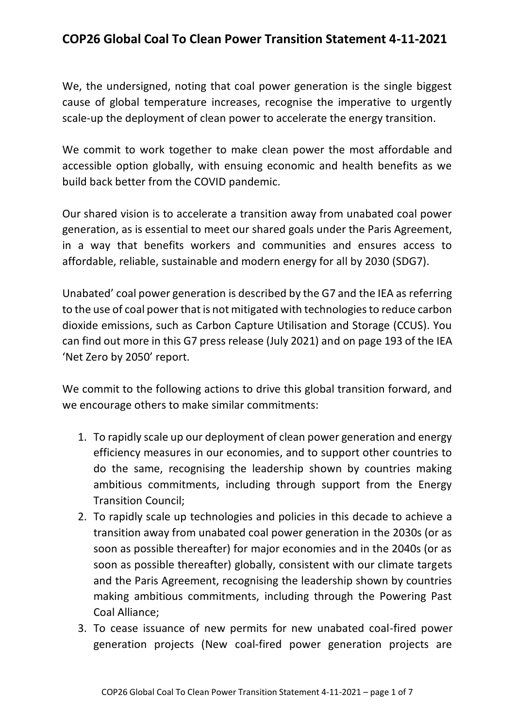# COP26 Global Coal To Clean Power Transition Statement 4-11-2021

We, the undersigned, noting that coal power generation is the single biggest cause of global temperature increases, recognise the imperative to urgently scale-up the deployment of clean power to accelerate the energy transition.

We commit to work together to make clean power the most affordable and accessible option globally, with ensuing economic and health benefits as we build back better from the COVID pandemic.

Our shared vision is to accelerate a transition away from unabated coal power generation, as is essential to meet our shared goals under the Paris Agreement, in a way that benefits workers and communities and ensures access to affordable, reliable, sustainable and modern energy for all by 2030 (SDG7).

Unabated' coal power generation is described by the G7 and the IEA as referring to the use of coal power that is not mitigated with technologies to reduce carbon dioxide emissions, such as Carbon Capture Utilisation and Storage (CCUS). You can find out more in this G7 press release (July 2021) and on page 193 of the IEA 'Net Zero by 2050' report.

We commit to the following actions to drive this global transition forward, and we encourage others to make similar commitments:

1. To rapidly scale up our deployment of clean power generation and energy efficiency measures in our economies, and to support other countries to do the same, recognising the leadership shown by countries making ambitious commitments, including through support from the Energy Transition Council;
2. To rapidly scale up technologies and policies in this decade to achieve a transition away from unabated coal power generation in the 2030s (or as soon as possible thereafter) for major economies and in the 2040s (or as soon as possible thereafter) globally, consistent with our climate targets and the Paris Agreement, recognising the leadership shown by countries making ambitious commitments, including through the Powering Past Coal Alliance;
3. To cease issuance of new permits for new unabated coal-fired power generation projects (New coal-fired power generation projects are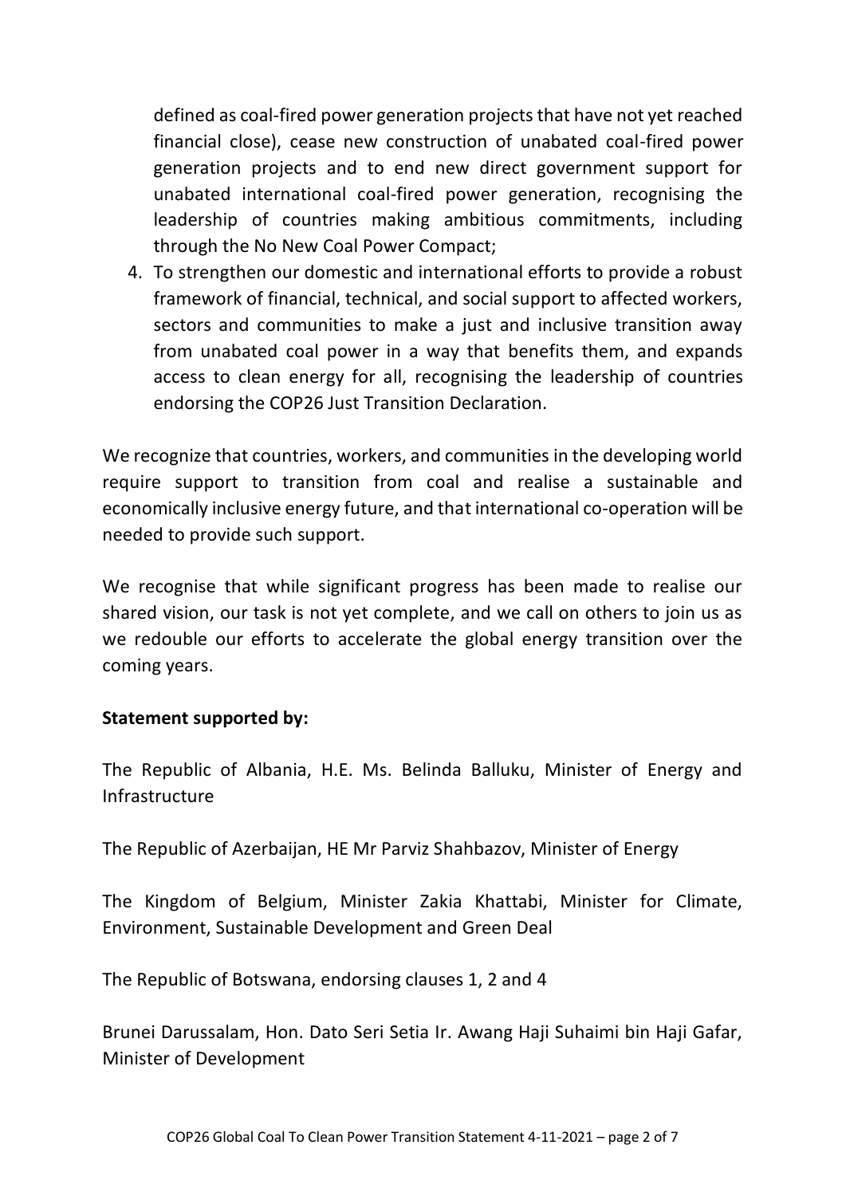defined as coal-fired power generation projects that have not yet reached financial close), cease new construction of unabated coal-fired power generation projects and to end new direct government support for unabated international coal-fired power generation, recognising the leadership of countries making ambitious commitments, including through the No New Coal Power Compact;

4. To strengthen our domestic and international efforts to provide a robust framework of financial, technical, and social support to affected workers, sectors and communities to make a just and inclusive transition away from unabated coal power in a way that benefits them, and expands access to clean energy for all, recognising the leadership of countries endorsing the COP26 Just Transition Declaration.

We recognize that countries, workers, and communities in the developing world require support to transition from coal and realise a sustainable and economically inclusive energy future, and that international co-operation will be needed to provide such support.

We recognise that while significant progress has been made to realise our shared vision, our task is not yet complete, and we call on others to join us as we redouble our efforts to accelerate the global energy transition over the coming years.

**Statement supported by:**

The Republic of Albania, H.E. Ms. Belinda Balluku, Minister of Energy and Infrastructure

The Republic of Azerbaijan, HE Mr Parviz Shahbazov, Minister of Energy

The Kingdom of Belgium, Minister Zakia Khattabi, Minister for Climate, Environment, Sustainable Development and Green Deal

The Republic of Botswana, endorsing clauses 1, 2 and 4

Brunei Darussalam, Hon. Dato Seri Setia Ir. Awang Haji Suhaimi bin Haji Gafar, Minister of Development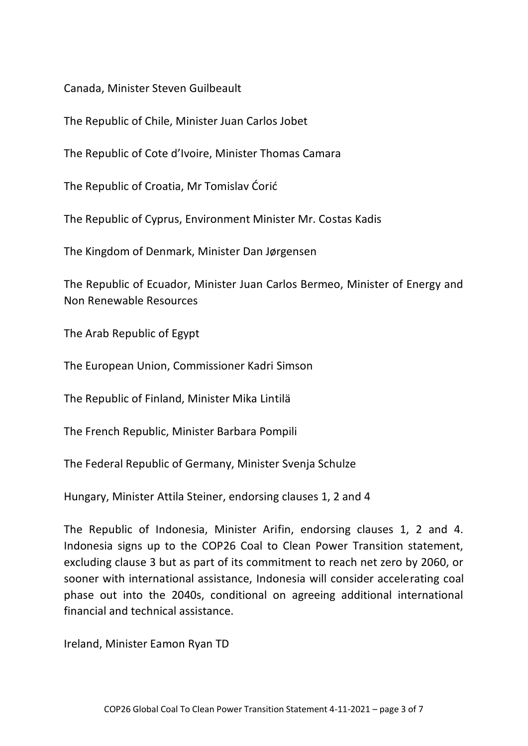Canada, Minister Steven Guilbeault

The Republic of Chile, Minister Juan Carlos Jobet

The Republic of Cote d'Ivoire, Minister Thomas Camara

The Republic of Croatia, Mr Tomislav Ćorić

The Republic of Cyprus, Environment Minister Mr. Costas Kadis

The Kingdom of Denmark, Minister Dan Jørgensen

The Republic of Ecuador, Minister Juan Carlos Bermeo, Minister of Energy and Non Renewable Resources

The Arab Republic of Egypt

The European Union, Commissioner Kadri Simson

The Republic of Finland, Minister Mika Lintilä

The French Republic, Minister Barbara Pompili

The Federal Republic of Germany, Minister Svenja Schulze

Hungary, Minister Attila Steiner, endorsing clauses 1, 2 and 4

The Republic of Indonesia, Minister Arifin, endorsing clauses 1, 2 and 4. Indonesia signs up to the COP26 Coal to Clean Power Transition statement, excluding clause 3 but as part of its commitment to reach net zero by 2060, or sooner with international assistance, Indonesia will consider accelerating coal phase out into the 2040s, conditional on agreeing additional international financial and technical assistance.

Ireland, Minister Eamon Ryan TD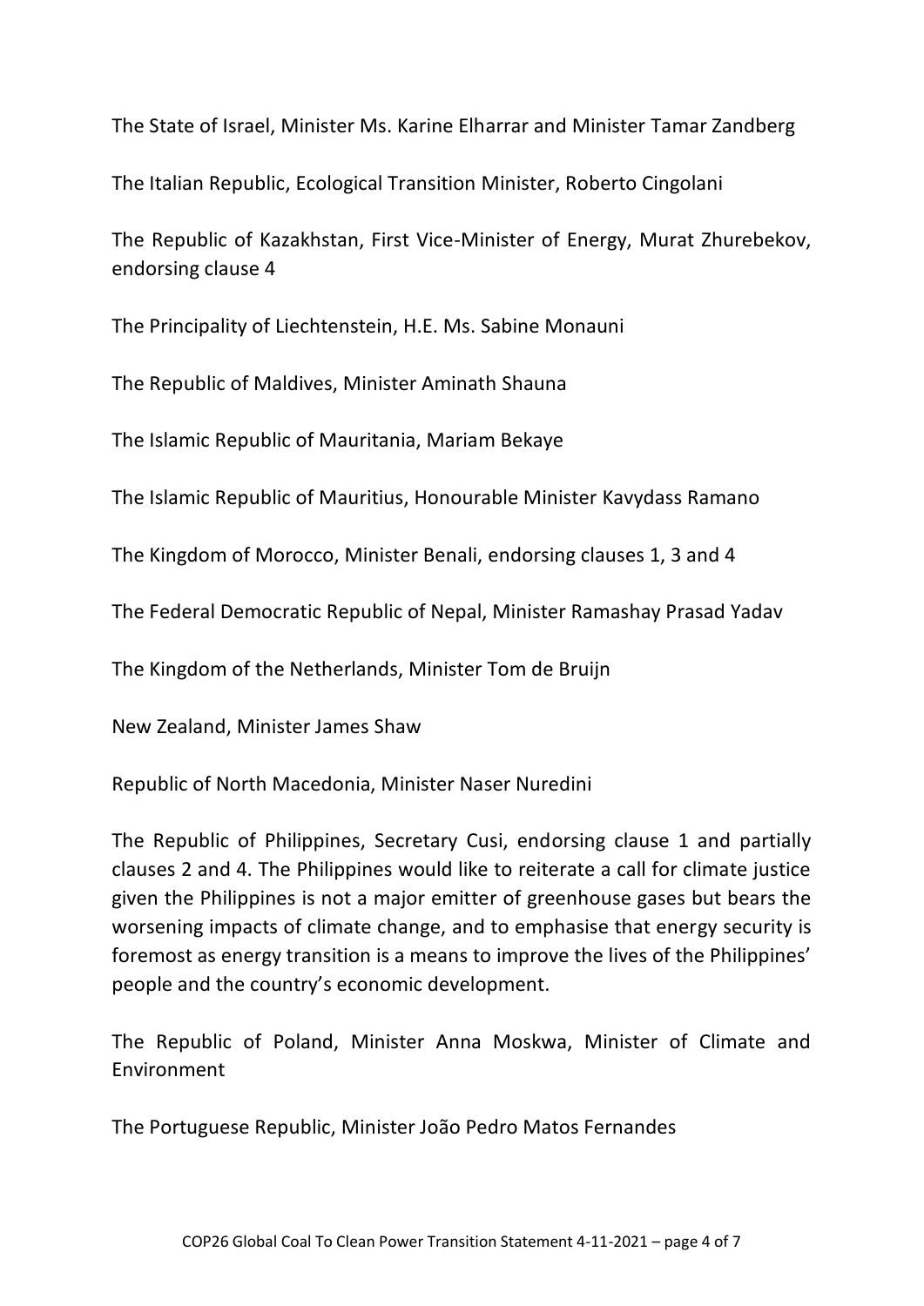The State of Israel, Minister Ms. Karine Elharrar and Minister Tamar Zandberg

The Italian Republic, Ecological Transition Minister, Roberto Cingolani

The Republic of Kazakhstan, First Vice-Minister of Energy, Murat Zhurebekov, endorsing clause 4

The Principality of Liechtenstein, H.E. Ms. Sabine Monauni

The Republic of Maldives, Minister Aminath Shauna

The Islamic Republic of Mauritania, Mariam Bekaye

The Islamic Republic of Mauritius, Honourable Minister Kavydass Ramano

The Kingdom of Morocco, Minister Benali, endorsing clauses 1, 3 and 4

The Federal Democratic Republic of Nepal, Minister Ramashay Prasad Yadav

The Kingdom of the Netherlands, Minister Tom de Bruijn

New Zealand, Minister James Shaw

Republic of North Macedonia, Minister Naser Nuredini

The Republic of Philippines, Secretary Cusi, endorsing clause 1 and partially clauses 2 and 4. The Philippines would like to reiterate a call for climate justice given the Philippines is not a major emitter of greenhouse gases but bears the worsening impacts of climate change, and to emphasise that energy security is foremost as energy transition is a means to improve the lives of the Philippines' people and the country's economic development.

The Republic of Poland, Minister Anna Moskwa, Minister of Climate and Environment

The Portuguese Republic, Minister João Pedro Matos Fernandes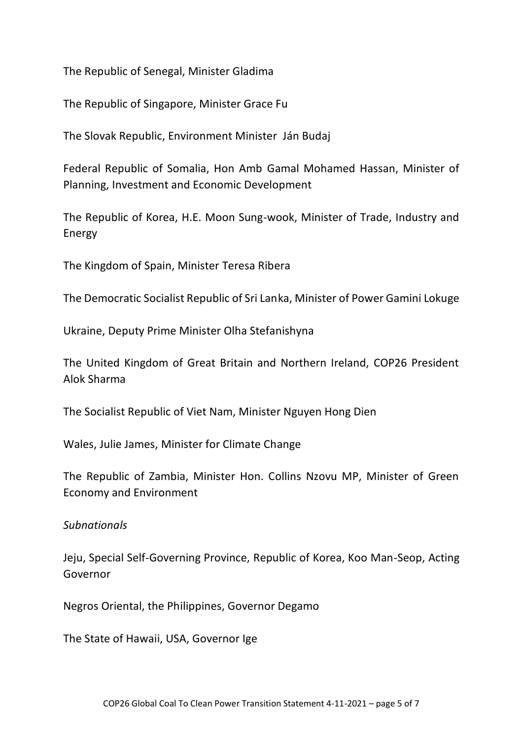The Republic of Senegal, Minister Gladima

The Republic of Singapore, Minister Grace Fu

The Slovak Republic, Environment Minister Ján Budaj

Federal Republic of Somalia, Hon Amb Gamal Mohamed Hassan, Minister of Planning, Investment and Economic Development

The Republic of Korea, H.E. Moon Sung-wook, Minister of Trade, Industry and Energy

The Kingdom of Spain, Minister Teresa Ribera

The Democratic Socialist Republic of Sri Lanka, Minister of Power Gamini Lokuge

Ukraine, Deputy Prime Minister Olha Stefanishyna

The United Kingdom of Great Britain and Northern Ireland, COP26 President Alok Sharma

The Socialist Republic of Viet Nam, Minister Nguyen Hong Dien

Wales, Julie James, Minister for Climate Change

The Republic of Zambia, Minister Hon. Collins Nzovu MP, Minister of Green Economy and Environment

*Subnationals*

Jeju, Special Self-Governing Province, Republic of Korea, Koo Man-Seop, Acting Governor

Negros Oriental, the Philippines, Governor Degamo

The State of Hawaii, USA, Governor Ige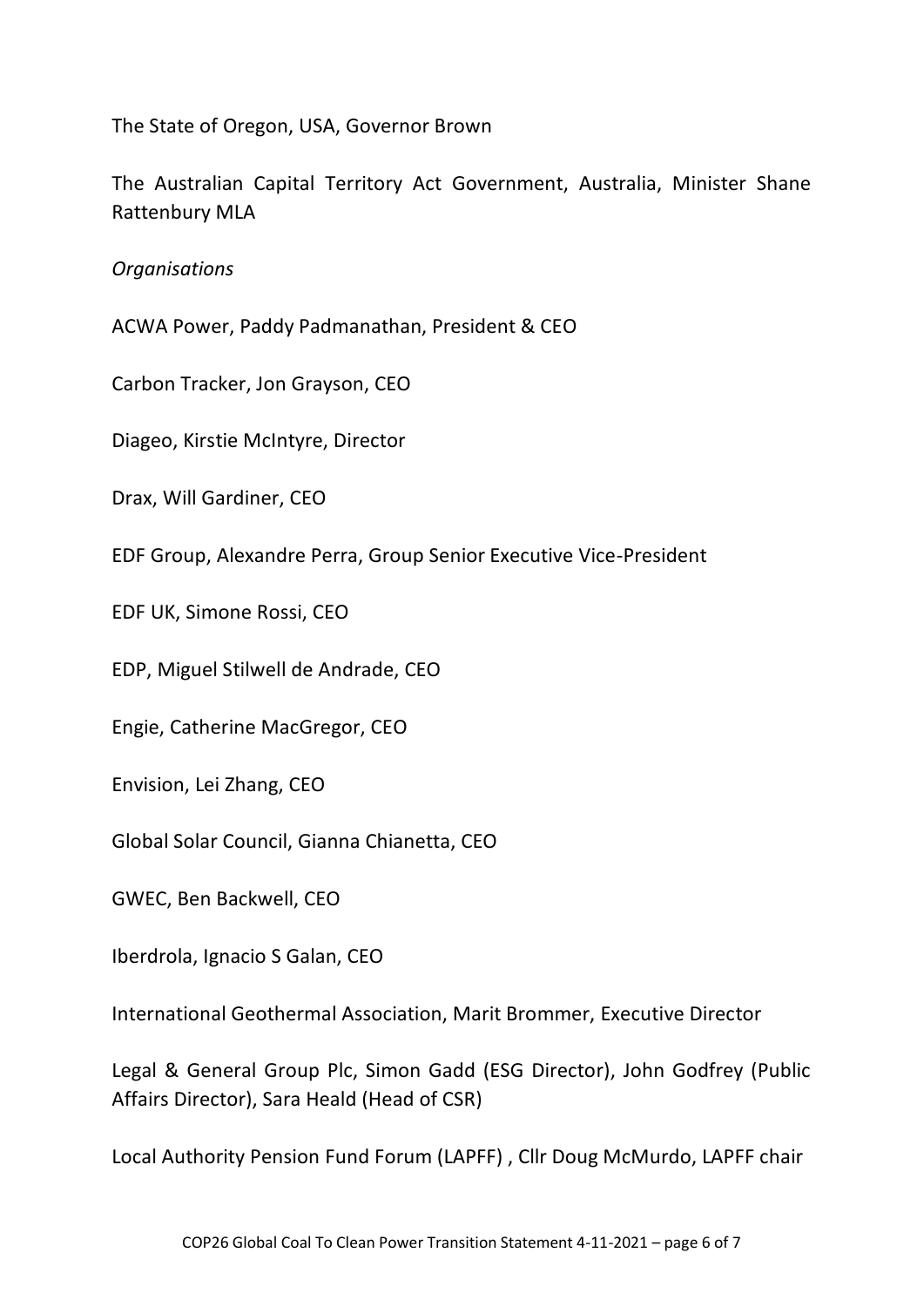The State of Oregon, USA, Governor Brown

The Australian Capital Territory Act Government, Australia, Minister Shane Rattenbury MLA

*Organisations*

ACWA Power, Paddy Padmanathan, President & CEO

Carbon Tracker, Jon Grayson, CEO

Diageo, Kirstie McIntyre, Director

Drax, Will Gardiner, CEO

EDF Group, Alexandre Perra, Group Senior Executive Vice-President

EDF UK, Simone Rossi, CEO

EDP, Miguel Stilwell de Andrade, CEO

Engie, Catherine MacGregor, CEO

Envision, Lei Zhang, CEO

Global Solar Council, Gianna Chianetta, CEO

GWEC, Ben Backwell, CEO

Iberdrola, Ignacio S Galan, CEO

International Geothermal Association, Marit Brommer, Executive Director

Legal & General Group Plc, Simon Gadd (ESG Director), John Godfrey (Public Affairs Director), Sara Heald (Head of CSR)

Local Authority Pension Fund Forum (LAPFF) , Cllr Doug McMurdo, LAPFF chair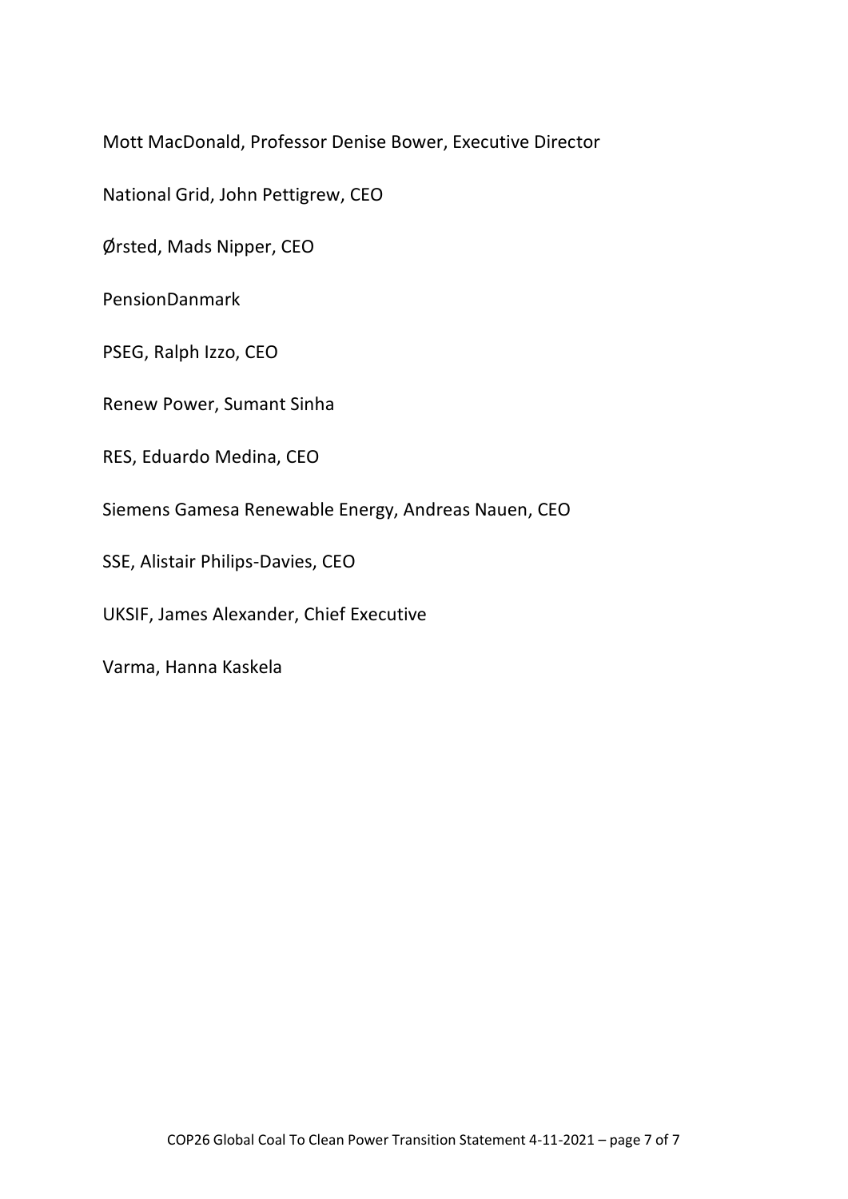Mott MacDonald, Professor Denise Bower, Executive Director

National Grid, John Pettigrew, CEO

Ørsted, Mads Nipper, CEO

PensionDanmark

PSEG, Ralph Izzo, CEO

Renew Power, Sumant Sinha

RES, Eduardo Medina, CEO

Siemens Gamesa Renewable Energy, Andreas Nauen, CEO

SSE, Alistair Philips-Davies, CEO

UKSIF, James Alexander, Chief Executive

Varma, Hanna Kaskela